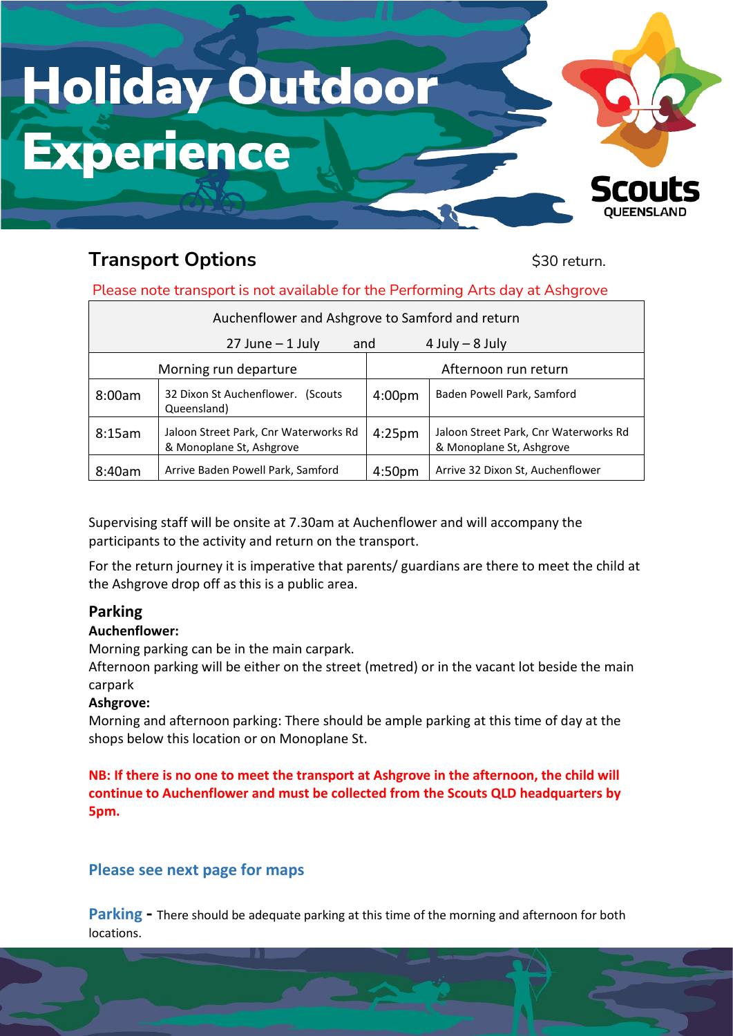# Holiday Outdoor Experience

Scouts QUEENSLAND

## Transport Options

$30 return.

Please note transport is not available for the Performing Arts day at Ashgrove

| Auchenflower and Ashgrove to Samford and return<br>27 June – 1 July and 4 July – 8 July | | | |
|---|---|---|---|
| Morning run departure | | Afternoon run return | |
| 8:00am | 32 Dixon St Auchenflower. (Scouts Queensland) | 4:00pm | Baden Powell Park, Samford |
| 8:15am | Jaloon Street Park, Cnr Waterworks Rd & Monoplane St, Ashgrove | 4:25pm | Jaloon Street Park, Cnr Waterworks Rd & Monoplane St, Ashgrove |
| 8:40am | Arrive Baden Powell Park, Samford | 4:50pm | Arrive 32 Dixon St, Auchenflower |

Supervising staff will be onsite at 7.30am at Auchenflower and will accompany the participants to the activity and return on the transport.

For the return journey it is imperative that parents/ guardians are there to meet the child at the Ashgrove drop off as this is a public area.

### Parking

**Auchenflower:**

Morning parking can be in the main carpark.

Afternoon parking will be either on the street (metred) or in the vacant lot beside the main carpark

**Ashgrove:**

Morning and afternoon parking: There should be ample parking at this time of day at the shops below this location or on Monoplane St.

**NB: If there is no one to meet the transport at Ashgrove in the afternoon, the child will continue to Auchenflower and must be collected from the Scouts QLD headquarters by 5pm.**

**Please see next page for maps**

**Parking -** There should be adequate parking at this time of the morning and afternoon for both locations.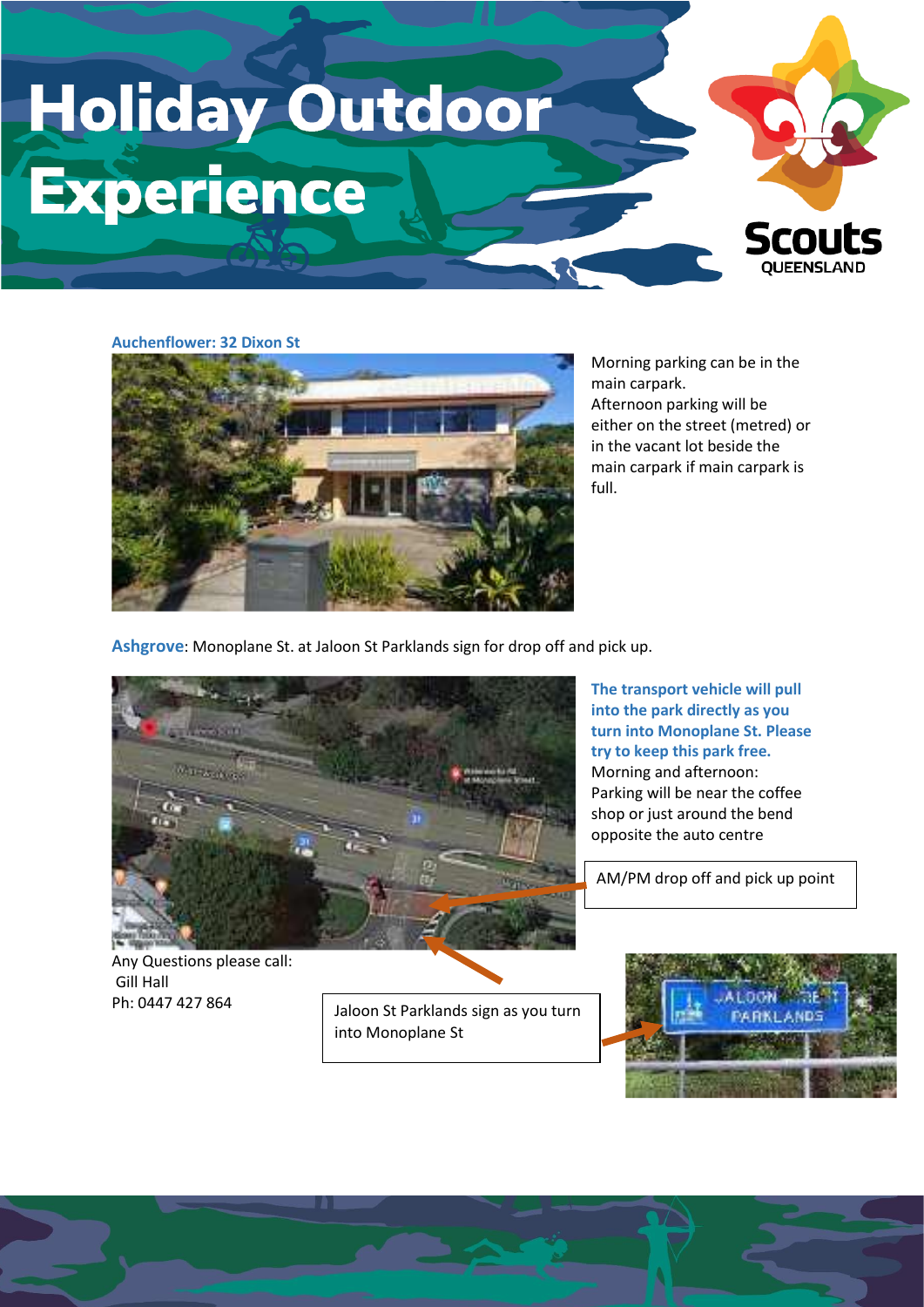# Holiday Outdoor Experience

Scouts QUEENSLAND

**Auchenflower: 32 Dixon St**

Morning parking can be in the main carpark.
Afternoon parking will be either on the street (metred) or in the vacant lot beside the main carpark if main carpark is full.

**Ashgrove**: Monoplane St. at Jaloon St Parklands sign for drop off and pick up.

**The transport vehicle will pull into the park directly as you turn into Monoplane St. Please try to keep this park free.**
Morning and afternoon:
Parking will be near the coffee shop or just around the bend opposite the auto centre

AM/PM drop off and pick up point

Jaloon St Parklands sign as you turn into Monoplane St

Any Questions please call:
Gill Hall
Ph: 0447 427 864